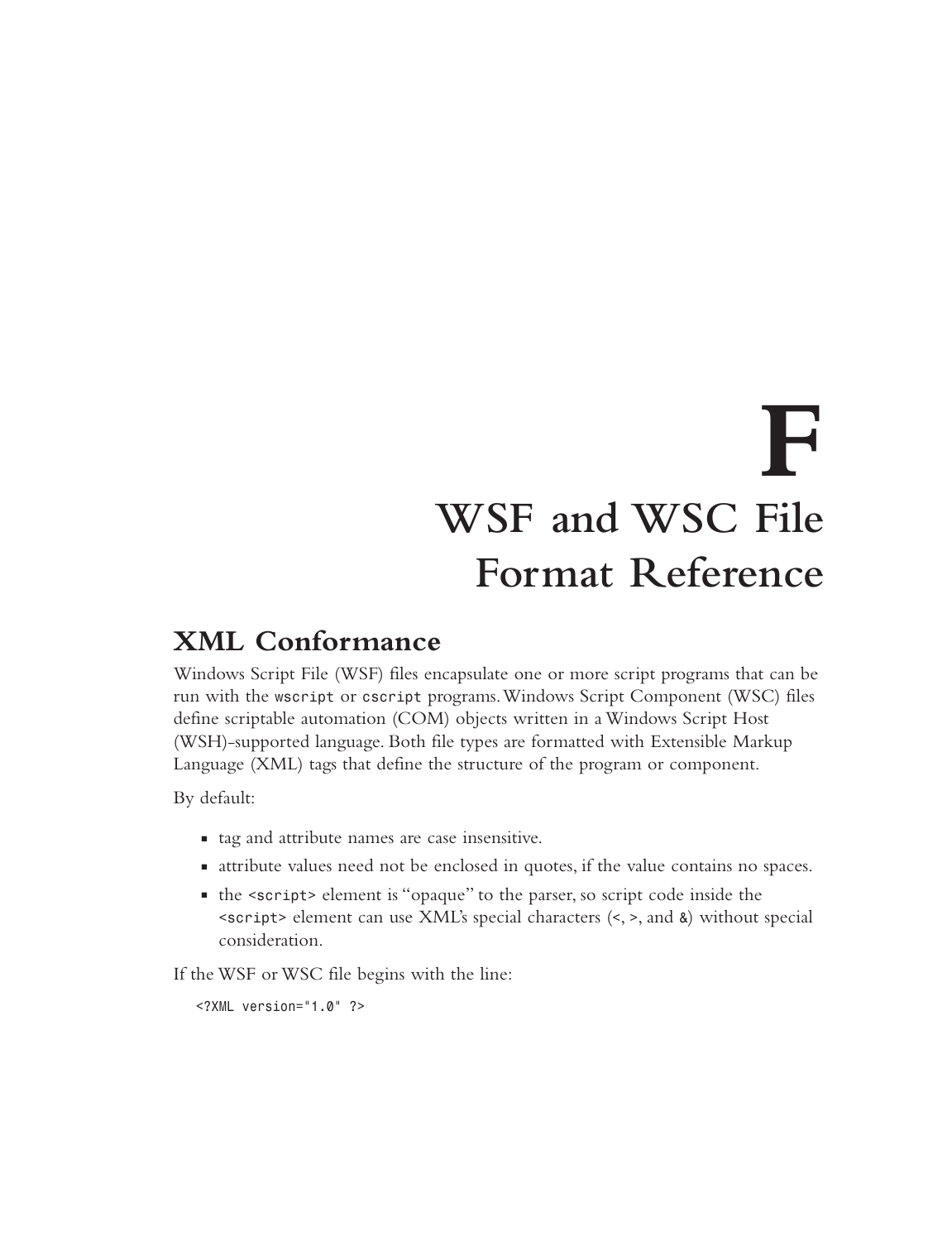# F

# WSF and WSC File Format Reference

## XML Conformance

Windows Script File (WSF) files encapsulate one or more script programs that can be run with the `wscript` or `cscript` programs. Windows Script Component (WSC) files define scriptable automation (COM) objects written in a Windows Script Host (WSH)-supported language. Both file types are formatted with Extensible Markup Language (XML) tags that define the structure of the program or component.

By default:

- tag and attribute names are case insensitive.
- attribute values need not be enclosed in quotes, if the value contains no spaces.
- the `<script>` element is "opaque" to the parser, so script code inside the `<script>` element can use XML's special characters (`<`, `>`, and `&`) without special consideration.

If the WSF or WSC file begins with the line:

```
<?XML version="1.0" ?>
```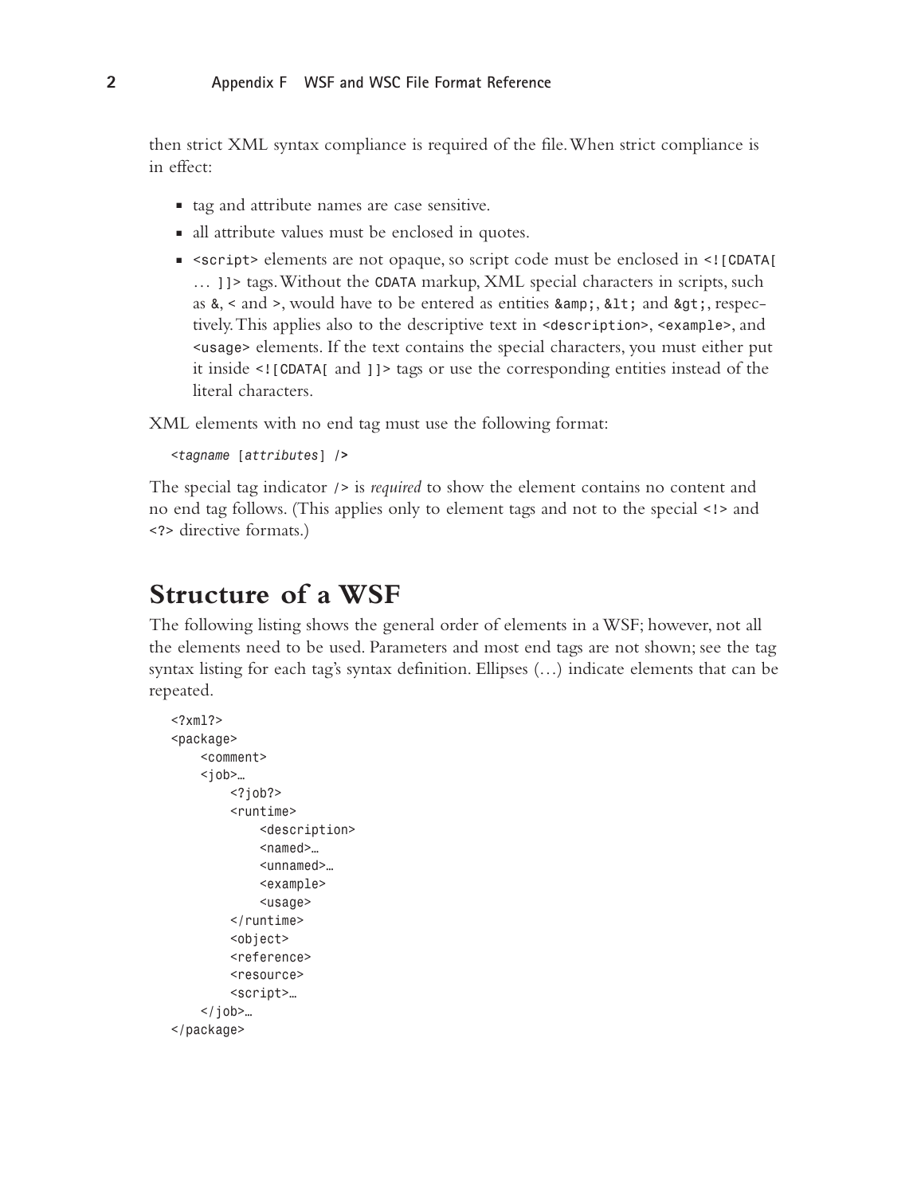then strict XML syntax compliance is required of the file. When strict compliance is in effect:

- tag and attribute names are case sensitive.
- all attribute values must be enclosed in quotes.
- `<script>` elements are not opaque, so script code must be enclosed in `<![CDATA[ … ]]>` tags. Without the `CDATA` markup, XML special characters in scripts, such as `&`, `<` and `>`, would have to be entered as entities `&amp;`, `&lt;` and `&gt;`, respectively. This applies also to the descriptive text in `<description>`, `<example>`, and `<usage>` elements. If the text contains the special characters, you must either put it inside `<![CDATA[` and `]]>` tags or use the corresponding entities instead of the literal characters.

XML elements with no end tag must use the following format:

```
<tagname [attributes] />
```

The special tag indicator `/>` is *required* to show the element contains no content and no end tag follows. (This applies only to element tags and not to the special `<!>` and `<?>` directive formats.)

# Structure of a WSF

The following listing shows the general order of elements in a WSF; however, not all the elements need to be used. Parameters and most end tags are not shown; see the tag syntax listing for each tag's syntax definition. Ellipses (…) indicate elements that can be repeated.

```
<?xml?>
<package>
    <comment>
    <job>…
        <?job?>
        <runtime>
            <description>
            <named>…
            <unnamed>…
            <example>
            <usage>
        </runtime>
        <object>
        <reference>
        <resource>
        <script>…
    </job>…
</package>
```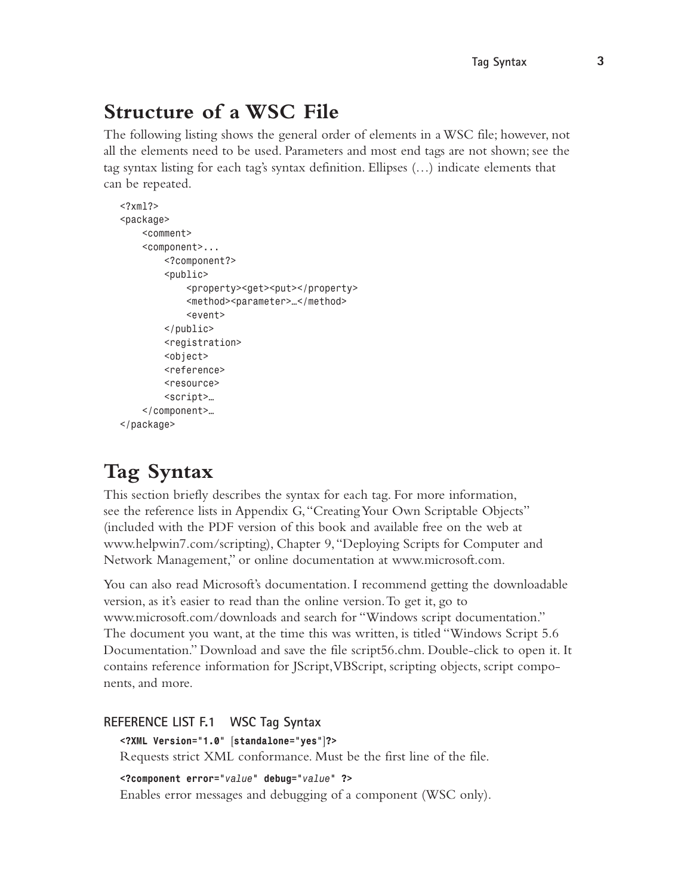## Structure of a WSC File

The following listing shows the general order of elements in a WSC file; however, not all the elements need to be used. Parameters and most end tags are not shown; see the tag syntax listing for each tag's syntax definition. Ellipses (…) indicate elements that can be repeated.

```
<?xml?>
<package>
    <comment>
    <component>...
        <?component?>
        <public>
            <property><get><put></property>
            <method><parameter>…</method>
            <event>
        </public>
        <registration>
        <object>
        <reference>
        <resource>
        <script>…
    </component>…
</package>
```

## Tag Syntax

This section briefly describes the syntax for each tag. For more information, see the reference lists in Appendix G, "Creating Your Own Scriptable Objects" (included with the PDF version of this book and available free on the web at www.helpwin7.com/scripting), Chapter 9, "Deploying Scripts for Computer and Network Management," or online documentation at www.microsoft.com.

You can also read Microsoft's documentation. I recommend getting the downloadable version, as it's easier to read than the online version. To get it, go to www.microsoft.com/downloads and search for "Windows script documentation." The document you want, at the time this was written, is titled "Windows Script 5.6 Documentation." Download and save the file script56.chm. Double-click to open it. It contains reference information for JScript, VBScript, scripting objects, script components, and more.

### REFERENCE LIST F.1 WSC Tag Syntax

**`<?XML Version="1.0" [standalone="yes"]?>`**

Requests strict XML conformance. Must be the first line of the file.

**`<?component error="`*`value`*`" debug="`*`value`*`" ?>`**

Enables error messages and debugging of a component (WSC only).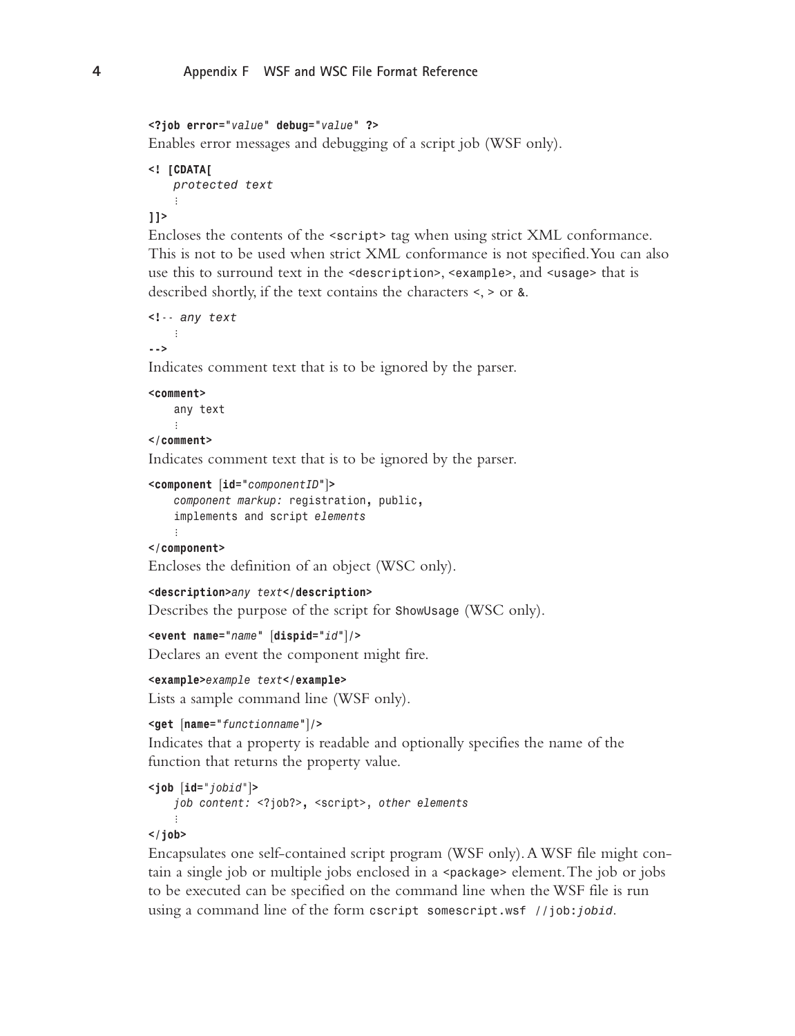```
<?job error="value" debug="value" ?>
```
Enables error messages and debugging of a script job (WSF only).

```
<! [CDATA[
    protected text
    ⋮
]]>
```
Encloses the contents of the `<script>` tag when using strict XML conformance. This is not to be used when strict XML conformance is not specified. You can also use this to surround text in the `<description>`, `<example>`, and `<usage>` that is described shortly, if the text contains the characters `<`, `>` or `&`.

```
<!-- any text
    ⋮
-->
```
Indicates comment text that is to be ignored by the parser.

```
<comment>
    any text
    ⋮
</comment>
```
Indicates comment text that is to be ignored by the parser.

```
<component [id="componentID"]>
    component markup: registration, public,
    implements and script elements
    ⋮
</component>
```
Encloses the definition of an object (WSC only).

```
<description>any text</description>
```
Describes the purpose of the script for `ShowUsage` (WSC only).

```
<event name="name" [dispid="id"]/>
```
Declares an event the component might fire.

```
<example>example text</example>
```
Lists a sample command line (WSF only).

```
<get [name="functionname"]/>
```
Indicates that a property is readable and optionally specifies the name of the function that returns the property value.

```
<job [id="jobid"]>
    job content: <?job?>, <script>, other elements
    ⋮
</job>
```
Encapsulates one self-contained script program (WSF only). A WSF file might contain a single job or multiple jobs enclosed in a `<package>` element. The job or jobs to be executed can be specified on the command line when the WSF file is run using a command line of the form `cscript somescript.wsf //job:jobid`.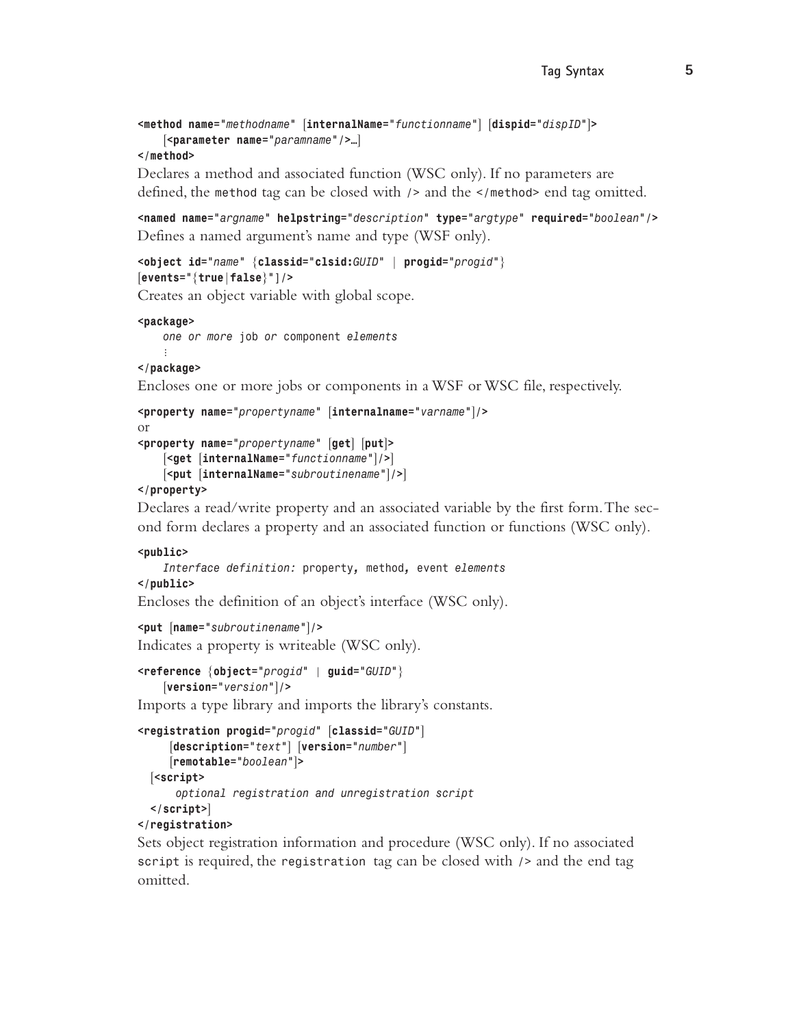```
<method name="methodname" [internalName="functionname"] [dispid="dispID"]>
    [<parameter name="paramname"/>…]
</method>
```

Declares a method and associated function (WSC only). If no parameters are defined, the method tag can be closed with /> and the </method> end tag omitted.

```
<named name="argname" helpstring="description" type="argtype" required="boolean"/>
```

Defines a named argument's name and type (WSF only).

```
<object id="name" {classid="clsid:GUID" | progid="progid"}
[events="{true|false}"]/>
```

Creates an object variable with global scope.

```
<package>
    one or more job or component elements
    ⋮
</package>
```

Encloses one or more jobs or components in a WSF or WSC file, respectively.

```
<property name="propertyname" [internalname="varname"]/>
```

or

```
<property name="propertyname" [get] [put]>
    [<get [internalName="functionname"]/>]
    [<put [internalName="subroutinename"]/>]
</property>
```

Declares a read/write property and an associated variable by the first form. The second form declares a property and an associated function or functions (WSC only).

```
<public>
    Interface definition: property, method, event elements
</public>
```

Encloses the definition of an object's interface (WSC only).

```
<put [name="subroutinename"]/>
```

Indicates a property is writeable (WSC only).

```
<reference {object="progid" | guid="GUID"}
    [version="version"]/>
```

Imports a type library and imports the library's constants.

```
<registration progid="progid" [classid="GUID"]
     [description="text"] [version="number"]
     [remotable="boolean"]>
  [<script>
      optional registration and unregistration script
  </script>]
</registration>
```

Sets object registration information and procedure (WSC only). If no associated script is required, the registration tag can be closed with /> and the end tag omitted.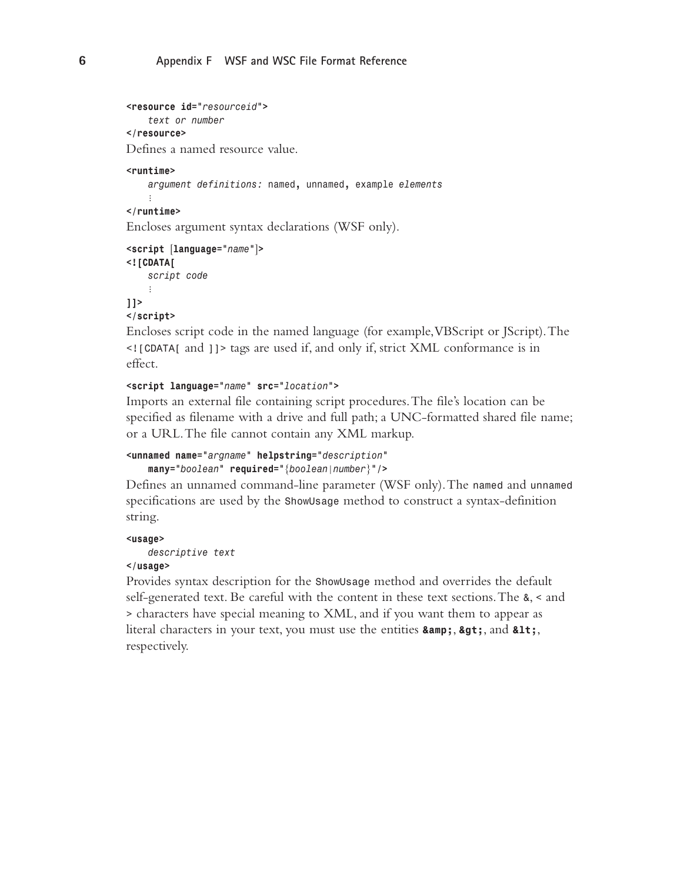```
<resource id="resourceid">
    text or number
</resource>
```

Defines a named resource value.

```
<runtime>
    argument definitions: named, unnamed, example elements
    ⋮
</runtime>
```

Encloses argument syntax declarations (WSF only).

```
<script [language="name"]>
<![CDATA[
    script code
    ⋮
]]>
</script>
```

Encloses script code in the named language (for example, VBScript or JScript). The `<![CDATA[` and `]]>` tags are used if, and only if, strict XML conformance is in effect.

```
<script language="name" src="location">
```

Imports an external file containing script procedures. The file's location can be specified as filename with a drive and full path; a UNC-formatted shared file name; or a URL. The file cannot contain any XML markup.

```
<unnamed name="argname" helpstring="description"
    many="boolean" required="{boolean|number}"/>
```

Defines an unnamed command-line parameter (WSF only). The `named` and `unnamed` specifications are used by the `ShowUsage` method to construct a syntax-definition string.

```
<usage>
    descriptive text
</usage>
```

Provides syntax description for the `ShowUsage` method and overrides the default self-generated text. Be careful with the content in these text sections. The `&`, `<` and `>` characters have special meaning to XML, and if you want them to appear as literal characters in your text, you must use the entities **`&amp;`**, **`&gt;`**, and **`&lt;`**, respectively.